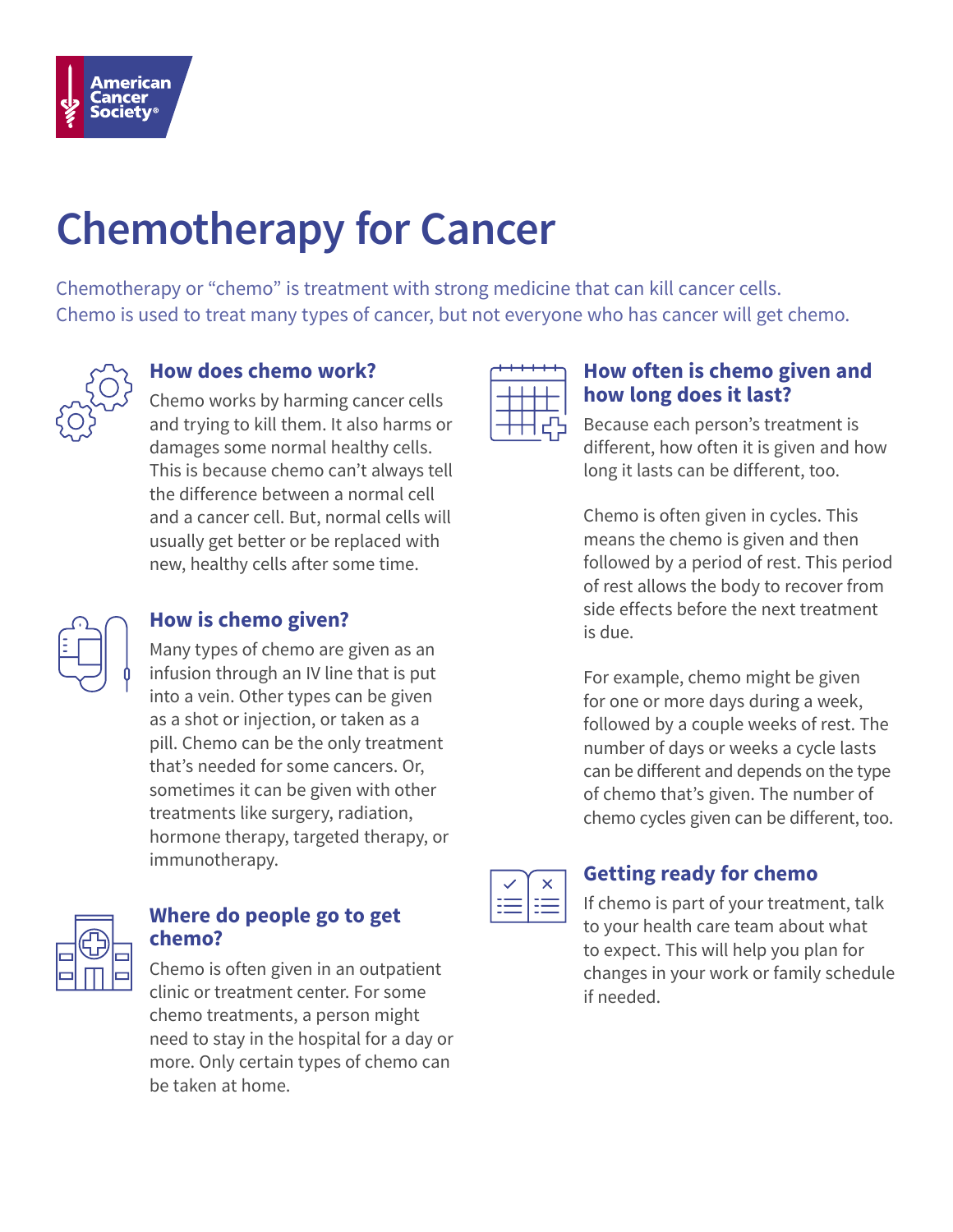American Cancer Society®

# Chemotherapy for Cancer

Chemotherapy or "chemo" is treatment with strong medicine that can kill cancer cells. Chemo is used to treat many types of cancer, but not everyone who has cancer will get chemo.

## How does chemo work?

Chemo works by harming cancer cells and trying to kill them. It also harms or damages some normal healthy cells. This is because chemo can't always tell the difference between a normal cell and a cancer cell. But, normal cells will usually get better or be replaced with new, healthy cells after some time.

## How is chemo given?

Many types of chemo are given as an infusion through an IV line that is put into a vein. Other types can be given as a shot or injection, or taken as a pill. Chemo can be the only treatment that's needed for some cancers. Or, sometimes it can be given with other treatments like surgery, radiation, hormone therapy, targeted therapy, or immunotherapy.

## Where do people go to get chemo?

Chemo is often given in an outpatient clinic or treatment center. For some chemo treatments, a person might need to stay in the hospital for a day or more. Only certain types of chemo can be taken at home.

## How often is chemo given and how long does it last?

Because each person's treatment is different, how often it is given and how long it lasts can be different, too.

Chemo is often given in cycles. This means the chemo is given and then followed by a period of rest. This period of rest allows the body to recover from side effects before the next treatment is due.

For example, chemo might be given for one or more days during a week, followed by a couple weeks of rest. The number of days or weeks a cycle lasts can be different and depends on the type of chemo that's given. The number of chemo cycles given can be different, too.

## Getting ready for chemo

If chemo is part of your treatment, talk to your health care team about what to expect. This will help you plan for changes in your work or family schedule if needed.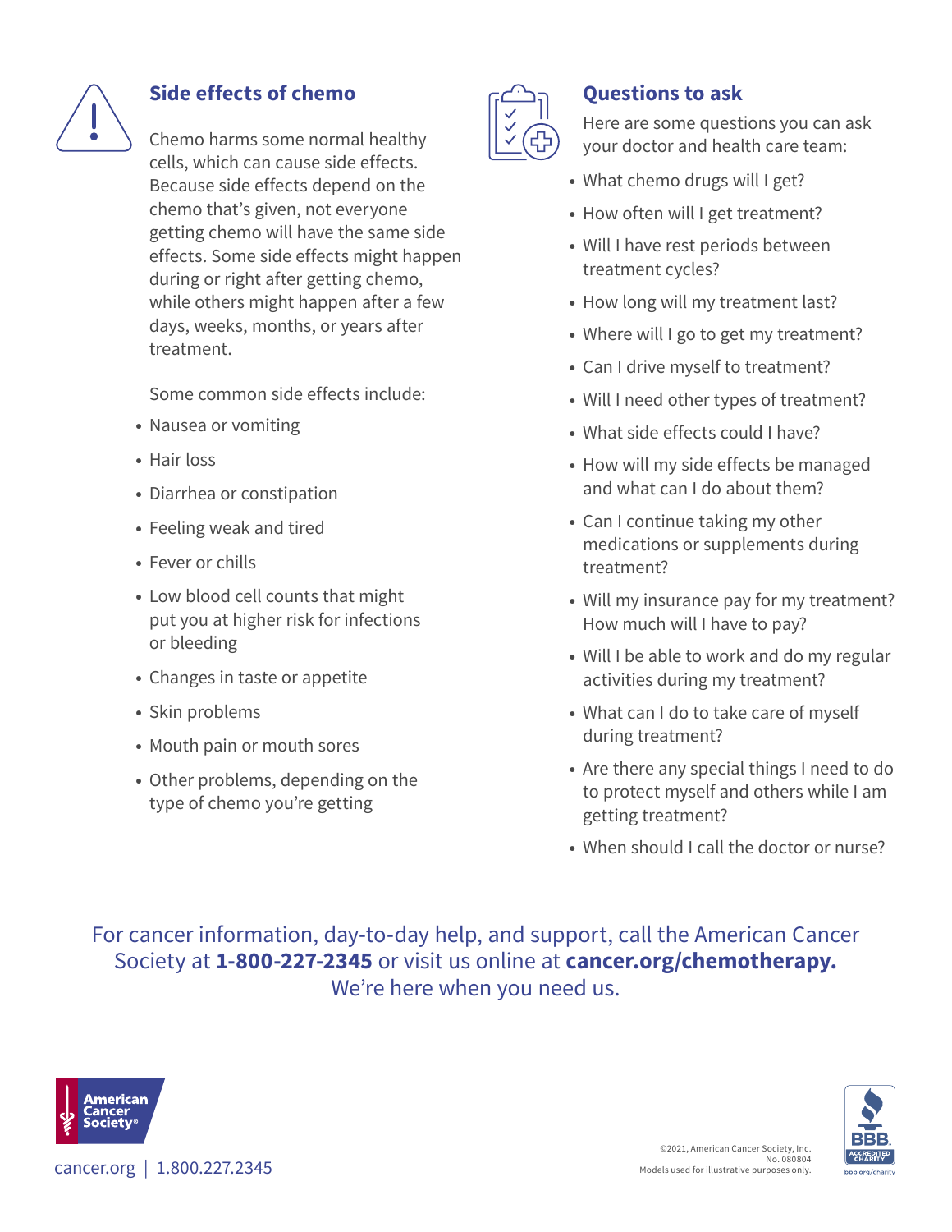## Side effects of chemo

Chemo harms some normal healthy cells, which can cause side effects. Because side effects depend on the chemo that's given, not everyone getting chemo will have the same side effects. Some side effects might happen during or right after getting chemo, while others might happen after a few days, weeks, months, or years after treatment.

Some common side effects include:

- Nausea or vomiting
- Hair loss
- Diarrhea or constipation
- Feeling weak and tired
- Fever or chills
- Low blood cell counts that might put you at higher risk for infections or bleeding
- Changes in taste or appetite
- Skin problems
- Mouth pain or mouth sores
- Other problems, depending on the type of chemo you're getting

## Questions to ask

Here are some questions you can ask your doctor and health care team:

- What chemo drugs will I get?
- How often will I get treatment?
- Will I have rest periods between treatment cycles?
- How long will my treatment last?
- Where will I go to get my treatment?
- Can I drive myself to treatment?
- Will I need other types of treatment?
- What side effects could I have?
- How will my side effects be managed and what can I do about them?
- Can I continue taking my other medications or supplements during treatment?
- Will my insurance pay for my treatment? How much will I have to pay?
- Will I be able to work and do my regular activities during my treatment?
- What can I do to take care of myself during treatment?
- Are there any special things I need to do to protect myself and others while I am getting treatment?
- When should I call the doctor or nurse?

For cancer information, day-to-day help, and support, call the American Cancer Society at **1-800-227-2345** or visit us online at **cancer.org/chemotherapy.** We're here when you need us.

American Cancer Society®

cancer.org | 1.800.227.2345

©2021, American Cancer Society, Inc.
No. 080804
Models used for illustrative purposes only.

BBB. ACCREDITED CHARITY
bbb.org/charity